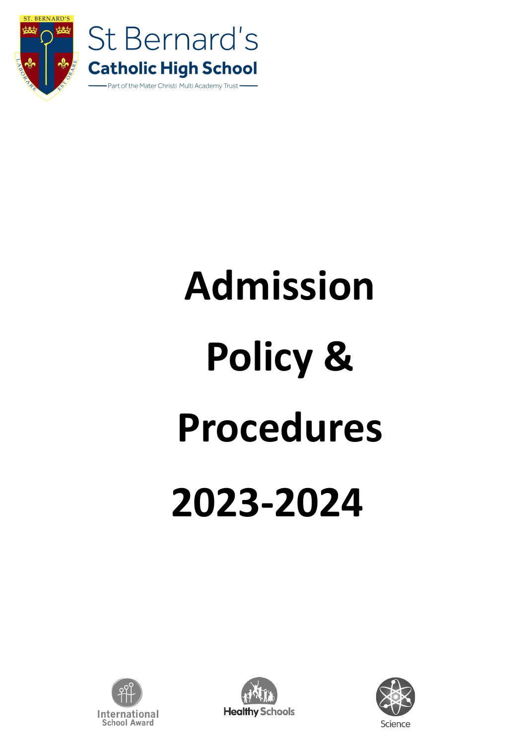St Bernard's

Catholic High School

Part of the Mater Christi Multi Academy Trust

# Admission Policy & Procedures 2023-2024

International School Award

Healthy Schools

Science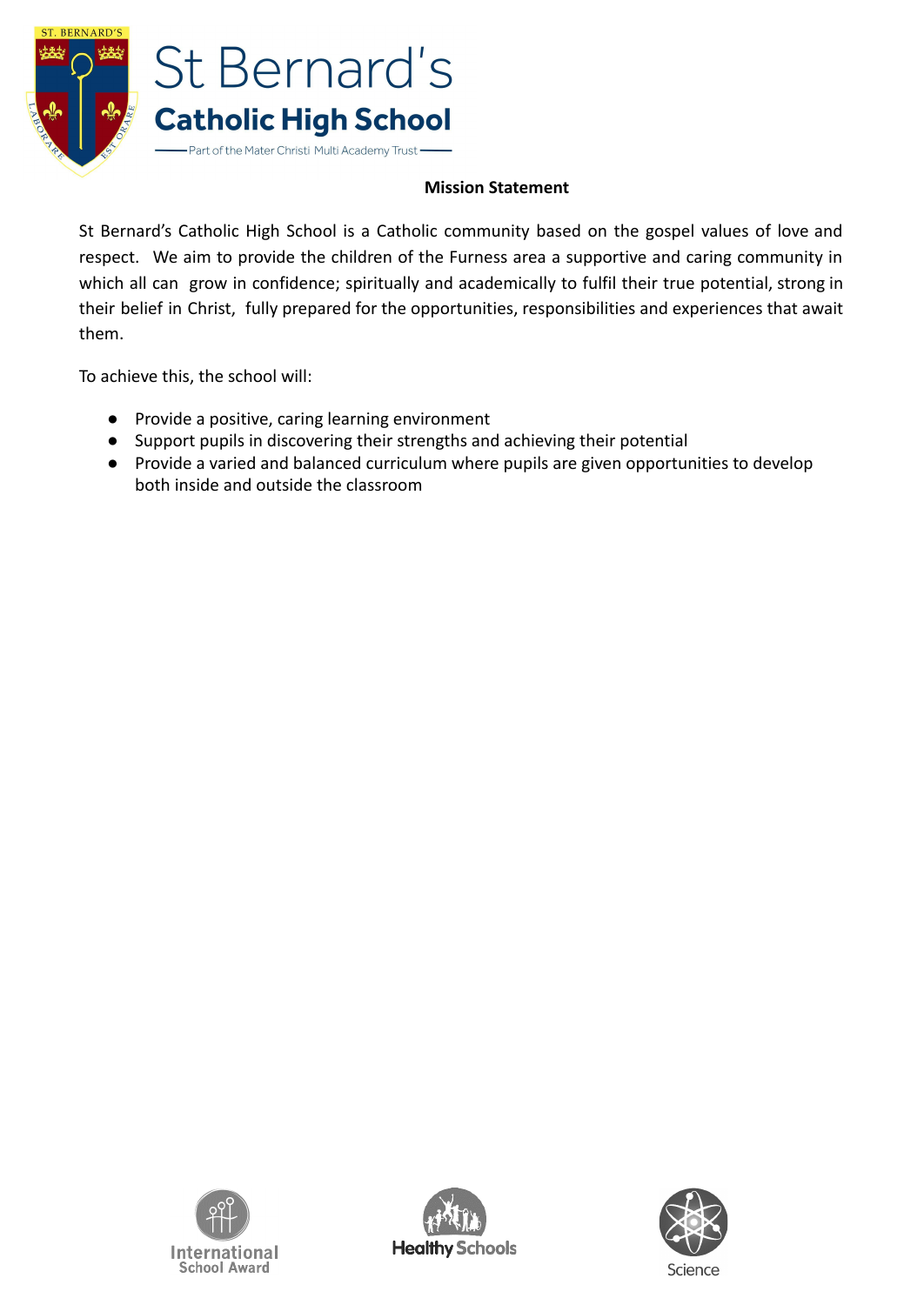# St Bernard's Catholic High School

Part of the Mater Christi Multi Academy Trust

**Mission Statement**

St Bernard's Catholic High School is a Catholic community based on the gospel values of love and respect. We aim to provide the children of the Furness area a supportive and caring community in which all can grow in confidence; spiritually and academically to fulfil their true potential, strong in their belief in Christ, fully prepared for the opportunities, responsibilities and experiences that await them.

To achieve this, the school will:

- Provide a positive, caring learning environment
- Support pupils in discovering their strengths and achieving their potential
- Provide a varied and balanced curriculum where pupils are given opportunities to develop both inside and outside the classroom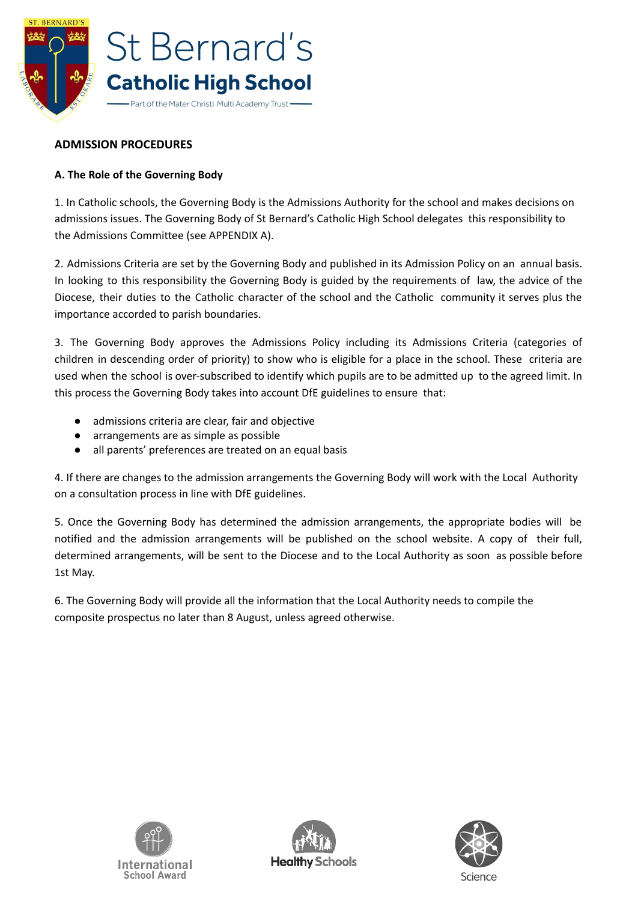## ADMISSION PROCEDURES

### A. The Role of the Governing Body

1. In Catholic schools, the Governing Body is the Admissions Authority for the school and makes decisions on admissions issues. The Governing Body of St Bernard's Catholic High School delegates this responsibility to the Admissions Committee (see APPENDIX A).

2. Admissions Criteria are set by the Governing Body and published in its Admission Policy on an annual basis. In looking to this responsibility the Governing Body is guided by the requirements of law, the advice of the Diocese, their duties to the Catholic character of the school and the Catholic community it serves plus the importance accorded to parish boundaries.

3. The Governing Body approves the Admissions Policy including its Admissions Criteria (categories of children in descending order of priority) to show who is eligible for a place in the school. These criteria are used when the school is over-subscribed to identify which pupils are to be admitted up to the agreed limit. In this process the Governing Body takes into account DfE guidelines to ensure that:

- admissions criteria are clear, fair and objective
- arrangements are as simple as possible
- all parents' preferences are treated on an equal basis

4. If there are changes to the admission arrangements the Governing Body will work with the Local Authority on a consultation process in line with DfE guidelines.

5. Once the Governing Body has determined the admission arrangements, the appropriate bodies will be notified and the admission arrangements will be published on the school website. A copy of their full, determined arrangements, will be sent to the Diocese and to the Local Authority as soon as possible before 1st May.

6. The Governing Body will provide all the information that the Local Authority needs to compile the composite prospectus no later than 8 August, unless agreed otherwise.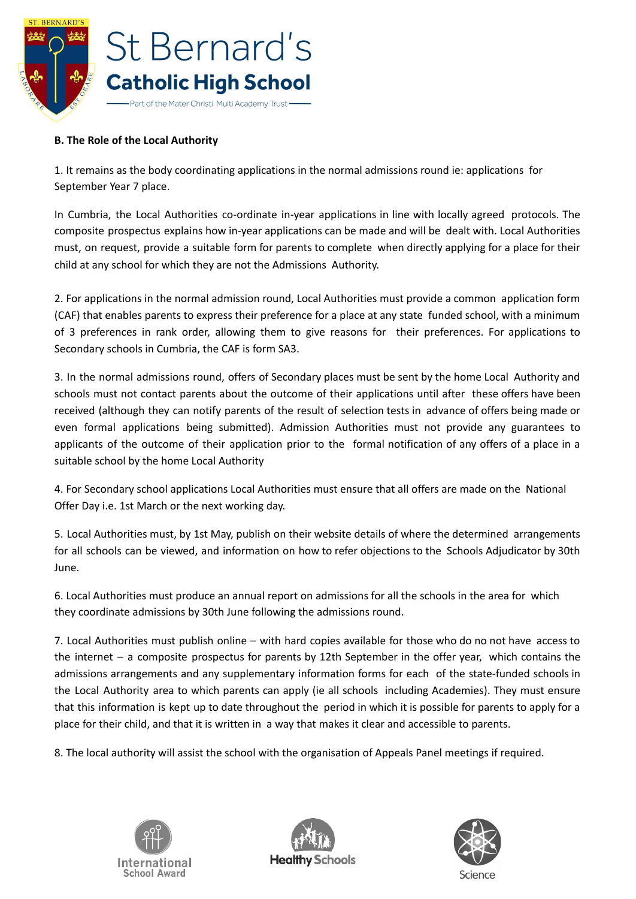**B. The Role of the Local Authority**

1. It remains as the body coordinating applications in the normal admissions round ie: applications for September Year 7 place.

In Cumbria, the Local Authorities co-ordinate in-year applications in line with locally agreed protocols. The composite prospectus explains how in-year applications can be made and will be dealt with. Local Authorities must, on request, provide a suitable form for parents to complete when directly applying for a place for their child at any school for which they are not the Admissions Authority.

2. For applications in the normal admission round, Local Authorities must provide a common application form (CAF) that enables parents to express their preference for a place at any state funded school, with a minimum of 3 preferences in rank order, allowing them to give reasons for their preferences. For applications to Secondary schools in Cumbria, the CAF is form SA3.

3. In the normal admissions round, offers of Secondary places must be sent by the home Local Authority and schools must not contact parents about the outcome of their applications until after these offers have been received (although they can notify parents of the result of selection tests in advance of offers being made or even formal applications being submitted). Admission Authorities must not provide any guarantees to applicants of the outcome of their application prior to the formal notification of any offers of a place in a suitable school by the home Local Authority

4. For Secondary school applications Local Authorities must ensure that all offers are made on the National Offer Day i.e. 1st March or the next working day.

5. Local Authorities must, by 1st May, publish on their website details of where the determined arrangements for all schools can be viewed, and information on how to refer objections to the Schools Adjudicator by 30th June.

6. Local Authorities must produce an annual report on admissions for all the schools in the area for which they coordinate admissions by 30th June following the admissions round.

7. Local Authorities must publish online – with hard copies available for those who do no not have access to the internet – a composite prospectus for parents by 12th September in the offer year, which contains the admissions arrangements and any supplementary information forms for each of the state-funded schools in the Local Authority area to which parents can apply (ie all schools including Academies). They must ensure that this information is kept up to date throughout the period in which it is possible for parents to apply for a place for their child, and that it is written in a way that makes it clear and accessible to parents.

8. The local authority will assist the school with the organisation of Appeals Panel meetings if required.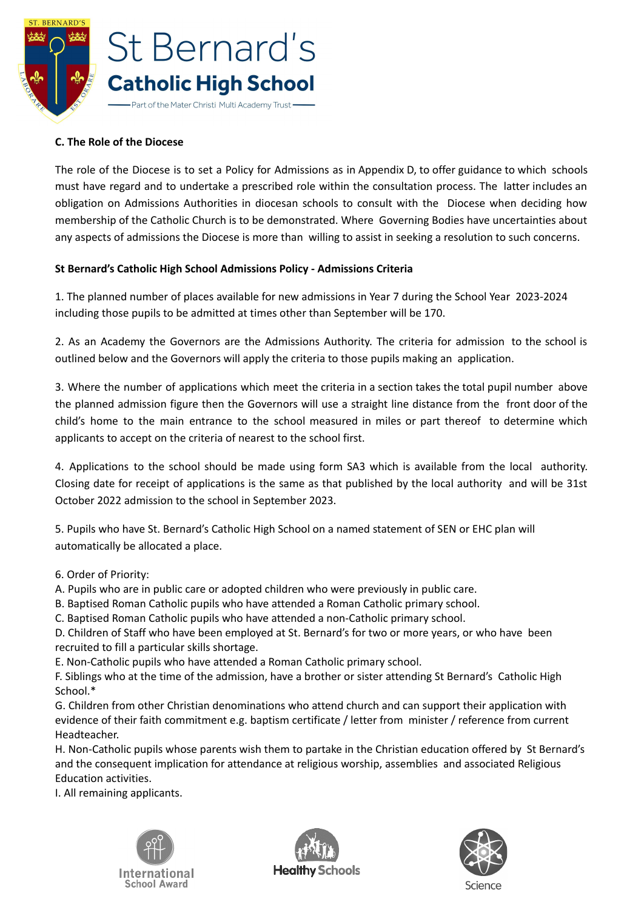**C. The Role of the Diocese**

The role of the Diocese is to set a Policy for Admissions as in Appendix D, to offer guidance to which schools must have regard and to undertake a prescribed role within the consultation process. The latter includes an obligation on Admissions Authorities in diocesan schools to consult with the Diocese when deciding how membership of the Catholic Church is to be demonstrated. Where Governing Bodies have uncertainties about any aspects of admissions the Diocese is more than willing to assist in seeking a resolution to such concerns.

**St Bernard's Catholic High School Admissions Policy - Admissions Criteria**

1. The planned number of places available for new admissions in Year 7 during the School Year 2023-2024 including those pupils to be admitted at times other than September will be 170.

2. As an Academy the Governors are the Admissions Authority. The criteria for admission to the school is outlined below and the Governors will apply the criteria to those pupils making an application.

3. Where the number of applications which meet the criteria in a section takes the total pupil number above the planned admission figure then the Governors will use a straight line distance from the front door of the child's home to the main entrance to the school measured in miles or part thereof to determine which applicants to accept on the criteria of nearest to the school first.

4. Applications to the school should be made using form SA3 which is available from the local authority. Closing date for receipt of applications is the same as that published by the local authority and will be 31st October 2022 admission to the school in September 2023.

5. Pupils who have St. Bernard's Catholic High School on a named statement of SEN or EHC plan will automatically be allocated a place.

6. Order of Priority:

A. Pupils who are in public care or adopted children who were previously in public care.
B. Baptised Roman Catholic pupils who have attended a Roman Catholic primary school.
C. Baptised Roman Catholic pupils who have attended a non-Catholic primary school.
D. Children of Staff who have been employed at St. Bernard's for two or more years, or who have been recruited to fill a particular skills shortage.
E. Non-Catholic pupils who have attended a Roman Catholic primary school.
F. Siblings who at the time of the admission, have a brother or sister attending St Bernard's Catholic High School.*
G. Children from other Christian denominations who attend church and can support their application with evidence of their faith commitment e.g. baptism certificate / letter from minister / reference from current Headteacher.
H. Non-Catholic pupils whose parents wish them to partake in the Christian education offered by St Bernard's and the consequent implication for attendance at religious worship, assemblies and associated Religious Education activities.
I. All remaining applicants.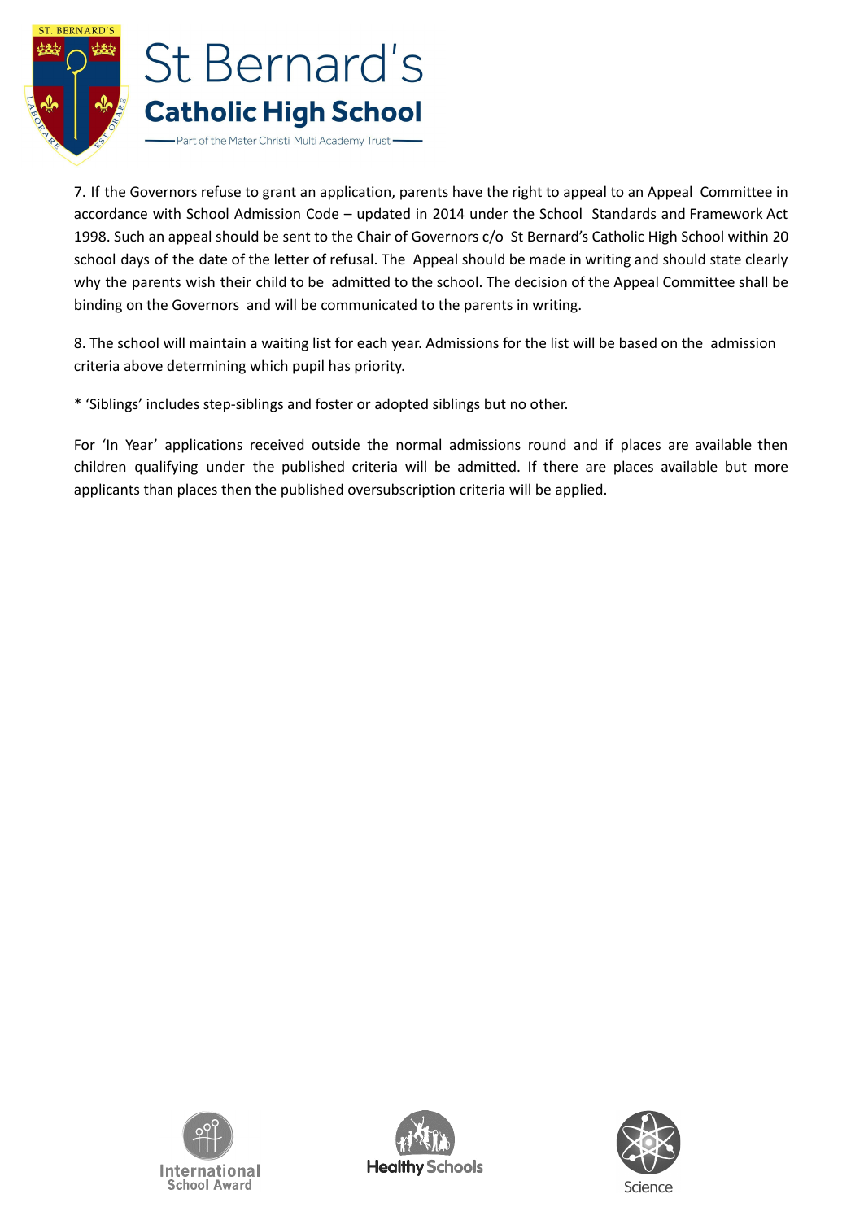7. If the Governors refuse to grant an application, parents have the right to appeal to an Appeal Committee in accordance with School Admission Code – updated in 2014 under the School Standards and Framework Act 1998. Such an appeal should be sent to the Chair of Governors c/o St Bernard's Catholic High School within 20 school days of the date of the letter of refusal. The Appeal should be made in writing and should state clearly why the parents wish their child to be admitted to the school. The decision of the Appeal Committee shall be binding on the Governors and will be communicated to the parents in writing.

8. The school will maintain a waiting list for each year. Admissions for the list will be based on the admission criteria above determining which pupil has priority.

* 'Siblings' includes step-siblings and foster or adopted siblings but no other.

For 'In Year' applications received outside the normal admissions round and if places are available then children qualifying under the published criteria will be admitted. If there are places available but more applicants than places then the published oversubscription criteria will be applied.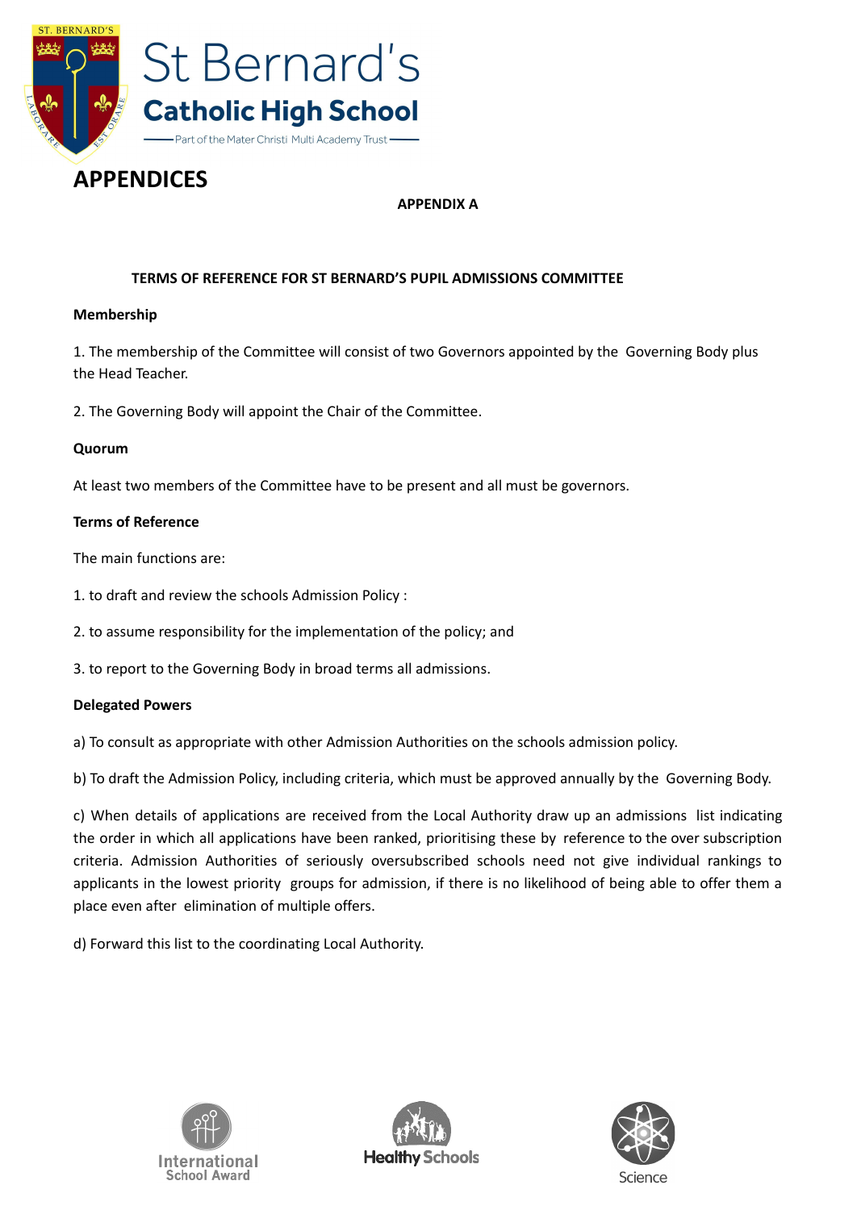# APPENDICES

**APPENDIX A**

**TERMS OF REFERENCE FOR ST BERNARD'S PUPIL ADMISSIONS COMMITTEE**

**Membership**

1. The membership of the Committee will consist of two Governors appointed by the Governing Body plus the Head Teacher.

2. The Governing Body will appoint the Chair of the Committee.

**Quorum**

At least two members of the Committee have to be present and all must be governors.

**Terms of Reference**

The main functions are:

1. to draft and review the schools Admission Policy :

2. to assume responsibility for the implementation of the policy; and

3. to report to the Governing Body in broad terms all admissions.

**Delegated Powers**

a) To consult as appropriate with other Admission Authorities on the schools admission policy.

b) To draft the Admission Policy, including criteria, which must be approved annually by the Governing Body.

c) When details of applications are received from the Local Authority draw up an admissions list indicating the order in which all applications have been ranked, prioritising these by reference to the over subscription criteria. Admission Authorities of seriously oversubscribed schools need not give individual rankings to applicants in the lowest priority groups for admission, if there is no likelihood of being able to offer them a place even after elimination of multiple offers.

d) Forward this list to the coordinating Local Authority.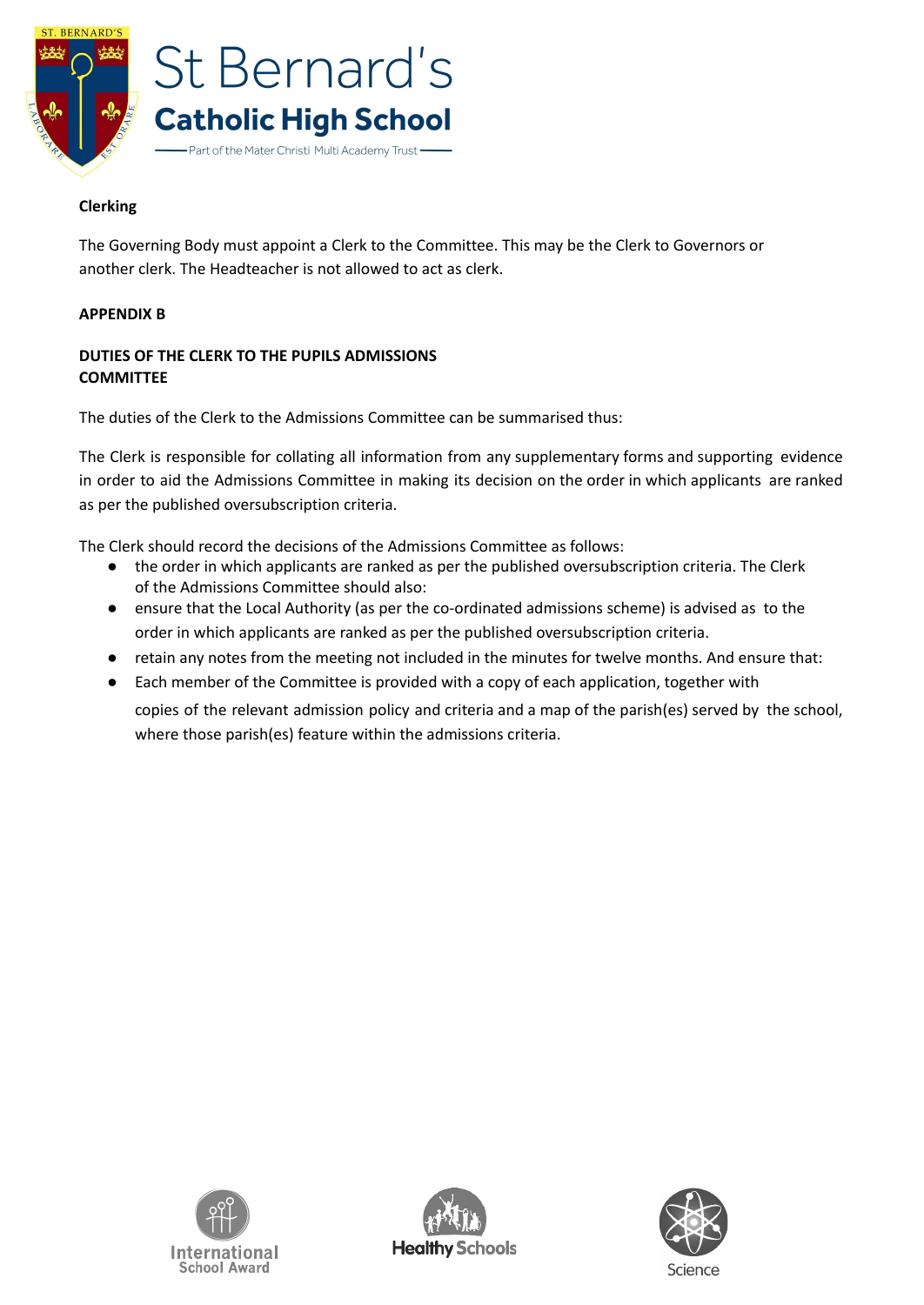**Clerking**

The Governing Body must appoint a Clerk to the Committee. This may be the Clerk to Governors or another clerk. The Headteacher is not allowed to act as clerk.

**APPENDIX B**

**DUTIES OF THE CLERK TO THE PUPILS ADMISSIONS COMMITTEE**

The duties of the Clerk to the Admissions Committee can be summarised thus:

The Clerk is responsible for collating all information from any supplementary forms and supporting evidence in order to aid the Admissions Committee in making its decision on the order in which applicants are ranked as per the published oversubscription criteria.

The Clerk should record the decisions of the Admissions Committee as follows:

- the order in which applicants are ranked as per the published oversubscription criteria. The Clerk of the Admissions Committee should also:
- ensure that the Local Authority (as per the co-ordinated admissions scheme) is advised as to the order in which applicants are ranked as per the published oversubscription criteria.
- retain any notes from the meeting not included in the minutes for twelve months. And ensure that:
- Each member of the Committee is provided with a copy of each application, together with copies of the relevant admission policy and criteria and a map of the parish(es) served by the school, where those parish(es) feature within the admissions criteria.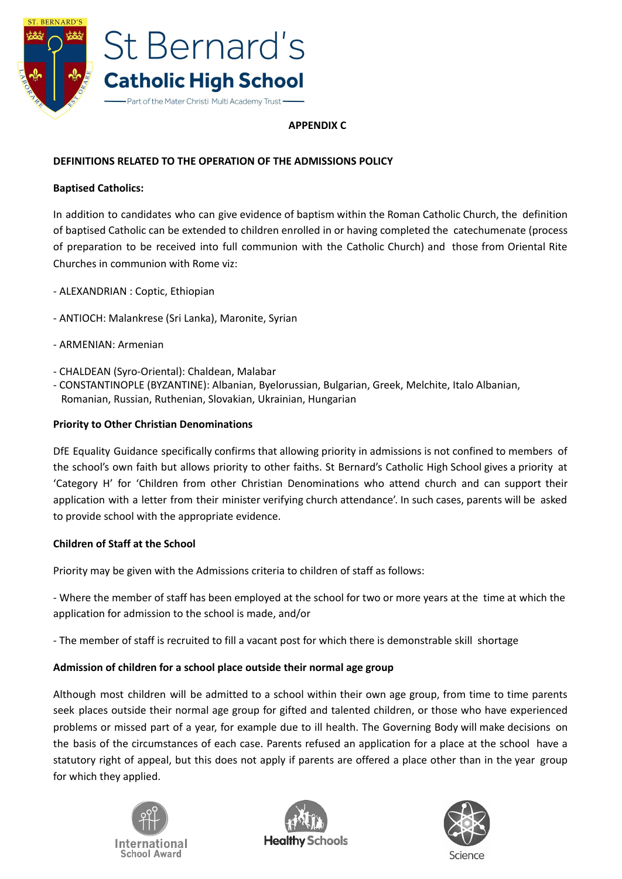**APPENDIX C**

**DEFINITIONS RELATED TO THE OPERATION OF THE ADMISSIONS POLICY**

**Baptised Catholics:**

In addition to candidates who can give evidence of baptism within the Roman Catholic Church, the definition of baptised Catholic can be extended to children enrolled in or having completed the catechumenate (process of preparation to be received into full communion with the Catholic Church) and those from Oriental Rite Churches in communion with Rome viz:

- ALEXANDRIAN : Coptic, Ethiopian
- ANTIOCH: Malankrese (Sri Lanka), Maronite, Syrian
- ARMENIAN: Armenian
- CHALDEAN (Syro-Oriental): Chaldean, Malabar
- CONSTANTINOPLE (BYZANTINE): Albanian, Byelorussian, Bulgarian, Greek, Melchite, Italo Albanian, Romanian, Russian, Ruthenian, Slovakian, Ukrainian, Hungarian

**Priority to Other Christian Denominations**

DfE Equality Guidance specifically confirms that allowing priority in admissions is not confined to members of the school's own faith but allows priority to other faiths. St Bernard's Catholic High School gives a priority at 'Category H' for 'Children from other Christian Denominations who attend church and can support their application with a letter from their minister verifying church attendance'. In such cases, parents will be asked to provide school with the appropriate evidence.

**Children of Staff at the School**

Priority may be given with the Admissions criteria to children of staff as follows:

- Where the member of staff has been employed at the school for two or more years at the time at which the application for admission to the school is made, and/or
- The member of staff is recruited to fill a vacant post for which there is demonstrable skill shortage

**Admission of children for a school place outside their normal age group**

Although most children will be admitted to a school within their own age group, from time to time parents seek places outside their normal age group for gifted and talented children, or those who have experienced problems or missed part of a year, for example due to ill health. The Governing Body will make decisions on the basis of the circumstances of each case. Parents refused an application for a place at the school have a statutory right of appeal, but this does not apply if parents are offered a place other than in the year group for which they applied.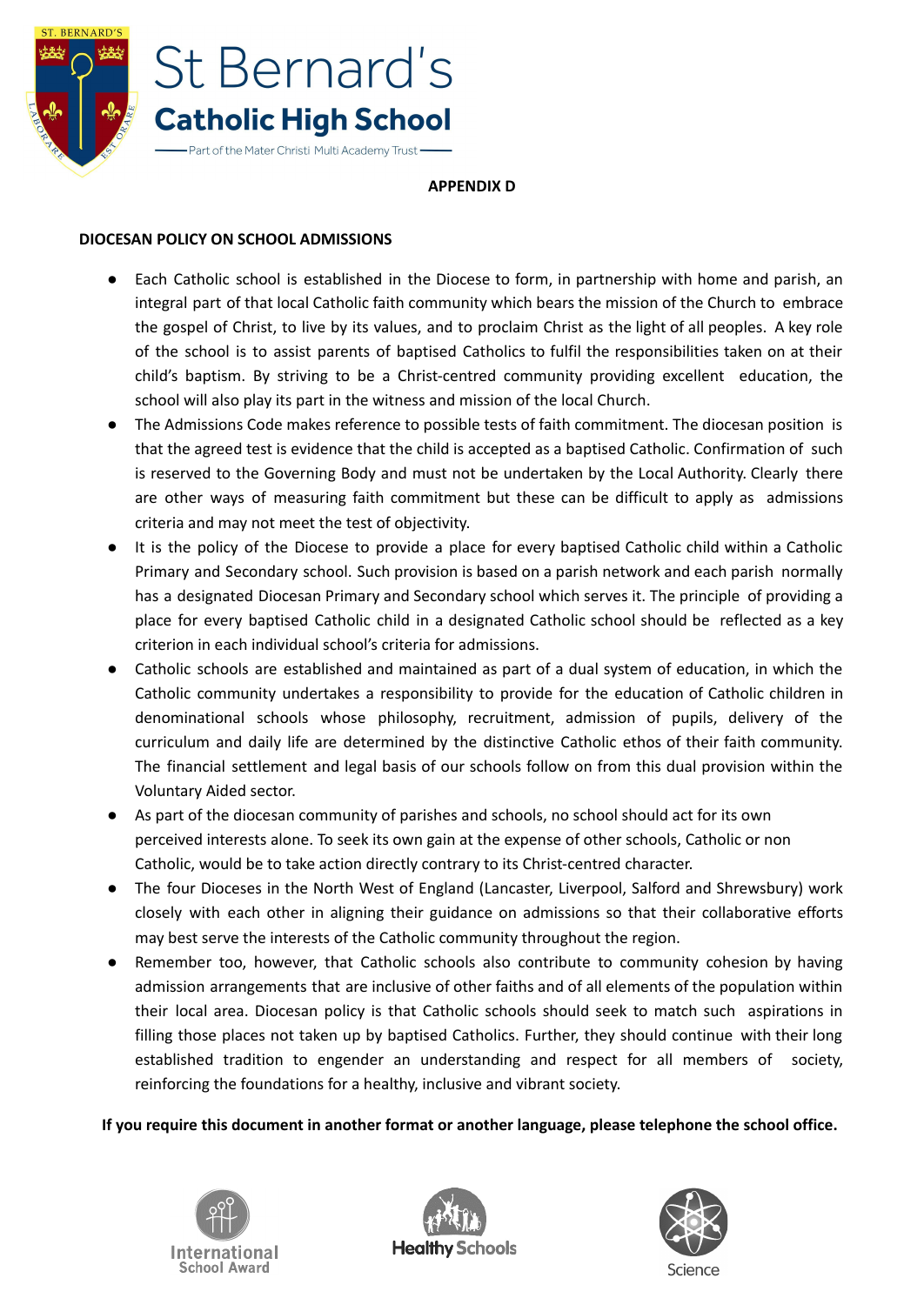APPENDIX D

**DIOCESAN POLICY ON SCHOOL ADMISSIONS**

- Each Catholic school is established in the Diocese to form, in partnership with home and parish, an integral part of that local Catholic faith community which bears the mission of the Church to embrace the gospel of Christ, to live by its values, and to proclaim Christ as the light of all peoples. A key role of the school is to assist parents of baptised Catholics to fulfil the responsibilities taken on at their child's baptism. By striving to be a Christ-centred community providing excellent education, the school will also play its part in the witness and mission of the local Church.
- The Admissions Code makes reference to possible tests of faith commitment. The diocesan position is that the agreed test is evidence that the child is accepted as a baptised Catholic. Confirmation of such is reserved to the Governing Body and must not be undertaken by the Local Authority. Clearly there are other ways of measuring faith commitment but these can be difficult to apply as admissions criteria and may not meet the test of objectivity.
- It is the policy of the Diocese to provide a place for every baptised Catholic child within a Catholic Primary and Secondary school. Such provision is based on a parish network and each parish normally has a designated Diocesan Primary and Secondary school which serves it. The principle of providing a place for every baptised Catholic child in a designated Catholic school should be reflected as a key criterion in each individual school's criteria for admissions.
- Catholic schools are established and maintained as part of a dual system of education, in which the Catholic community undertakes a responsibility to provide for the education of Catholic children in denominational schools whose philosophy, recruitment, admission of pupils, delivery of the curriculum and daily life are determined by the distinctive Catholic ethos of their faith community. The financial settlement and legal basis of our schools follow on from this dual provision within the Voluntary Aided sector.
- As part of the diocesan community of parishes and schools, no school should act for its own perceived interests alone. To seek its own gain at the expense of other schools, Catholic or non Catholic, would be to take action directly contrary to its Christ-centred character.
- The four Dioceses in the North West of England (Lancaster, Liverpool, Salford and Shrewsbury) work closely with each other in aligning their guidance on admissions so that their collaborative efforts may best serve the interests of the Catholic community throughout the region.
- Remember too, however, that Catholic schools also contribute to community cohesion by having admission arrangements that are inclusive of other faiths and of all elements of the population within their local area. Diocesan policy is that Catholic schools should seek to match such aspirations in filling those places not taken up by baptised Catholics. Further, they should continue with their long established tradition to engender an understanding and respect for all members of society, reinforcing the foundations for a healthy, inclusive and vibrant society.

**If you require this document in another format or another language, please telephone the school office.**